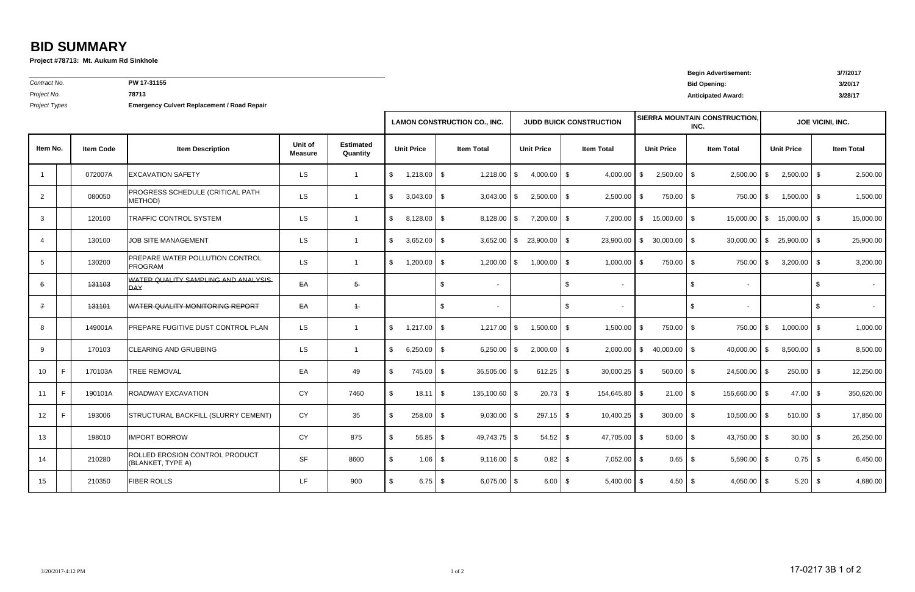# BID SUMMARY

**Project #78713: Mt. Aukum Rd Sinkhole**

| | | | |
|---|---|---|---|
| *Contract No.* | **PW 17-31155** | **Begin Advertisement:** | **3/7/2017** |
| *Project No.* | **78713** | **Bid Opening:** | **3/20/17** |
| *Project Types* | **Emergency Culvert Replacement / Road Repair** | **Anticipated Award:** | **3/28/17** |

| Item No. | | Item Code | Item Description | Unit of Measure | Estimated Quantity | LAMON CONSTRUCTION CO., INC. | | JUDD BUICK CONSTRUCTION | | SIERRA MOUNTAIN CONSTRUCTION, INC. | | JOE VICINI, INC. | |
|---|---|---|---|---|---|---|---|---|---|---|---|---|---|
| | | | | | | Unit Price | Item Total | Unit Price | Item Total | Unit Price | Item Total | Unit Price | Item Total |
| 1 | | 072007A | EXCAVATION SAFETY | LS | 1 | $ 1,218.00 | $ 1,218.00 | $ 4,000.00 | $ 4,000.00 | $ 2,500.00 | $ 2,500.00 | $ 2,500.00 | $ 2,500.00 |
| 2 | | 080050 | PROGRESS SCHEDULE (CRITICAL PATH METHOD) | LS | 1 | $ 3,043.00 | $ 3,043.00 | $ 2,500.00 | $ 2,500.00 | $ 750.00 | $ 750.00 | $ 1,500.00 | $ 1,500.00 |
| 3 | | 120100 | TRAFFIC CONTROL SYSTEM | LS | 1 | $ 8,128.00 | $ 8,128.00 | $ 7,200.00 | $ 7,200.00 | $ 15,000.00 | $ 15,000.00 | $ 15,000.00 | $ 15,000.00 |
| 4 | | 130100 | JOB SITE MANAGEMENT | LS | 1 | $ 3,652.00 | $ 3,652.00 | $ 23,900.00 | $ 23,900.00 | $ 30,000.00 | $ 30,000.00 | $ 25,900.00 | $ 25,900.00 |
| 5 | | 130200 | PREPARE WATER POLLUTION CONTROL PROGRAM | LS | 1 | $ 1,200.00 | $ 1,200.00 | $ 1,000.00 | $ 1,000.00 | $ 750.00 | $ 750.00 | $ 3,200.00 | $ 3,200.00 |
| ~~6~~ | | ~~131103~~ | ~~WATER QUALITY SAMPLING AND ANALYSIS DAY~~ | ~~EA~~ | ~~5~~ | | $ - | | $ - | | $ - | | $ - |
| ~~7~~ | | ~~131101~~ | ~~WATER QUALITY MONITORING REPORT~~ | ~~EA~~ | ~~1~~ | | $ - | | $ - | | $ - | | $ - |
| 8 | | 149001A | PREPARE FUGITIVE DUST CONTROL PLAN | LS | 1 | $ 1,217.00 | $ 1,217.00 | $ 1,500.00 | $ 1,500.00 | $ 750.00 | $ 750.00 | $ 1,000.00 | $ 1,000.00 |
| 9 | | 170103 | CLEARING AND GRUBBING | LS | 1 | $ 6,250.00 | $ 6,250.00 | $ 2,000.00 | $ 2,000.00 | $ 40,000.00 | $ 40,000.00 | $ 8,500.00 | $ 8,500.00 |
| 10 | F | 170103A | TREE REMOVAL | EA | 49 | $ 745.00 | $ 36,505.00 | $ 612.25 | $ 30,000.25 | $ 500.00 | $ 24,500.00 | $ 250.00 | $ 12,250.00 |
| 11 | F | 190101A | ROADWAY EXCAVATION | CY | 7460 | $ 18.11 | $ 135,100.60 | $ 20.73 | $ 154,645.80 | $ 21.00 | $ 156,660.00 | $ 47.00 | $ 350,620.00 |
| 12 | F | 193006 | STRUCTURAL BACKFILL (SLURRY CEMENT) | CY | 35 | $ 258.00 | $ 9,030.00 | $ 297.15 | $ 10,400.25 | $ 300.00 | $ 10,500.00 | $ 510.00 | $ 17,850.00 |
| 13 | | 198010 | IMPORT BORROW | CY | 875 | $ 56.85 | $ 49,743.75 | $ 54.52 | $ 47,705.00 | $ 50.00 | $ 43,750.00 | $ 30.00 | $ 26,250.00 |
| 14 | | 210280 | ROLLED EROSION CONTROL PRODUCT (BLANKET, TYPE A) | SF | 8600 | $ 1.06 | $ 9,116.00 | $ 0.82 | $ 7,052.00 | $ 0.65 | $ 5,590.00 | $ 0.75 | $ 6,450.00 |
| 15 | | 210350 | FIBER ROLLS | LF | 900 | $ 6.75 | $ 6,075.00 | $ 6.00 | $ 5,400.00 | $ 4.50 | $ 4,050.00 | $ 5.20 | $ 4,680.00 |

3/20/2017-4:12 PM

17-0217 3B 1 of 2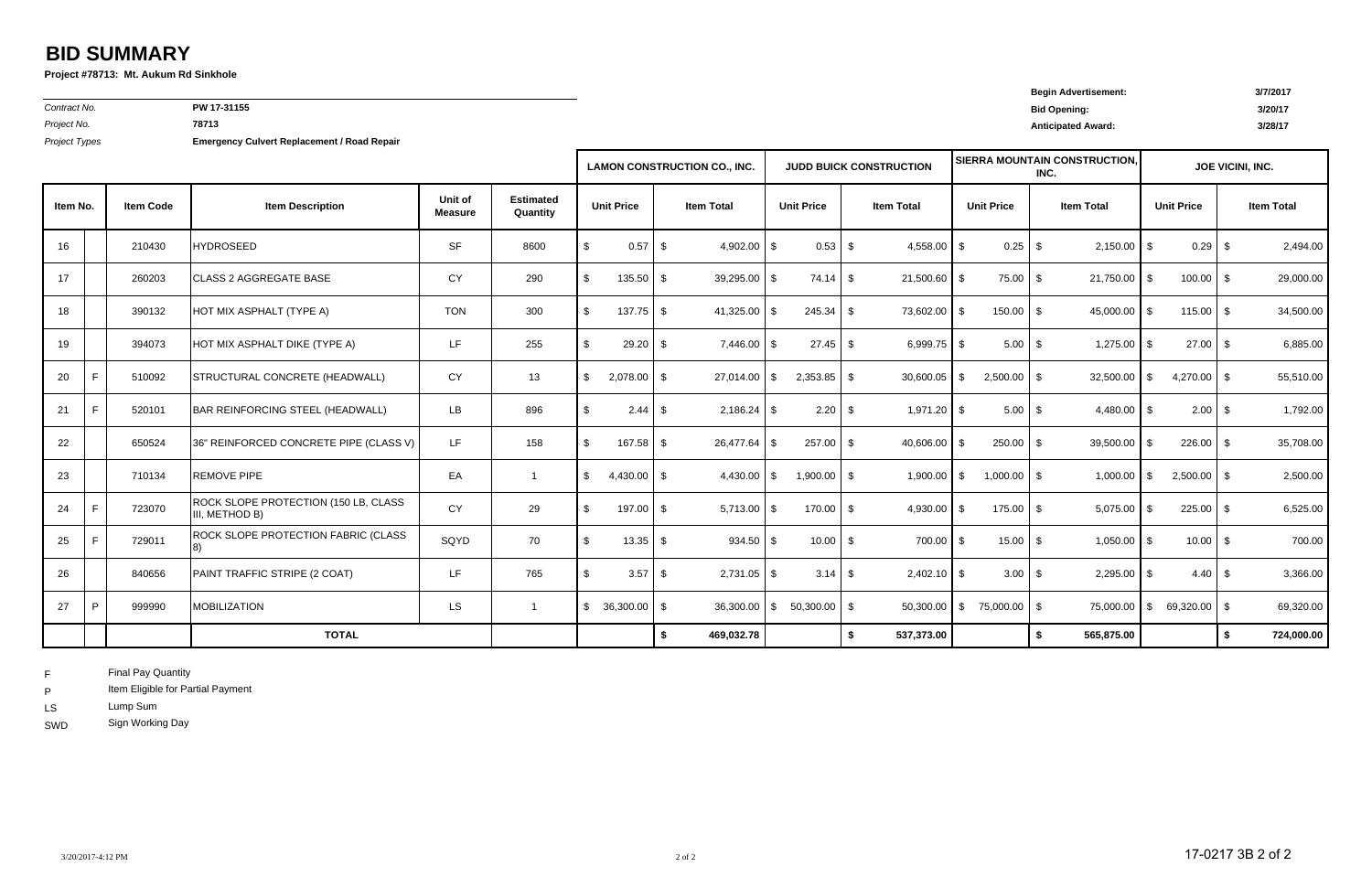# BID SUMMARY

**Project #78713: Mt. Aukum Rd Sinkhole**

| | | | |
|---|---|---|---|
| *Contract No.* | **PW 17-31155** | **Begin Advertisement:** | **3/7/2017** |
| *Project No.* | **78713** | **Bid Opening:** | **3/20/17** |
| *Project Types* | **Emergency Culvert Replacement / Road Repair** | **Anticipated Award:** | **3/28/17** |

| Item No. | | Item Code | Item Description | Unit of Measure | Estimated Quantity | LAMON CONSTRUCTION CO., INC. Unit Price | LAMON CONSTRUCTION CO., INC. Item Total | JUDD BUICK CONSTRUCTION Unit Price | JUDD BUICK CONSTRUCTION Item Total | SIERRA MOUNTAIN CONSTRUCTION, INC. Unit Price | SIERRA MOUNTAIN CONSTRUCTION, INC. Item Total | JOE VICINI, INC. Unit Price | JOE VICINI, INC. Item Total |
|---|---|---|---|---|---|---|---|---|---|---|---|---|---|
| 16 | | 210430 | HYDROSEED | SF | 8600 | $ 0.57 | $ 4,902.00 | $ 0.53 | $ 4,558.00 | $ 0.25 | $ 2,150.00 | $ 0.29 | $ 2,494.00 |
| 17 | | 260203 | CLASS 2 AGGREGATE BASE | CY | 290 | $ 135.50 | $ 39,295.00 | $ 74.14 | $ 21,500.60 | $ 75.00 | $ 21,750.00 | $ 100.00 | $ 29,000.00 |
| 18 | | 390132 | HOT MIX ASPHALT (TYPE A) | TON | 300 | $ 137.75 | $ 41,325.00 | $ 245.34 | $ 73,602.00 | $ 150.00 | $ 45,000.00 | $ 115.00 | $ 34,500.00 |
| 19 | | 394073 | HOT MIX ASPHALT DIKE (TYPE A) | LF | 255 | $ 29.20 | $ 7,446.00 | $ 27.45 | $ 6,999.75 | $ 5.00 | $ 1,275.00 | $ 27.00 | $ 6,885.00 |
| 20 | F | 510092 | STRUCTURAL CONCRETE (HEADWALL) | CY | 13 | $ 2,078.00 | $ 27,014.00 | $ 2,353.85 | $ 30,600.05 | $ 2,500.00 | $ 32,500.00 | $ 4,270.00 | $ 55,510.00 |
| 21 | F | 520101 | BAR REINFORCING STEEL (HEADWALL) | LB | 896 | $ 2.44 | $ 2,186.24 | $ 2.20 | $ 1,971.20 | $ 5.00 | $ 4,480.00 | $ 2.00 | $ 1,792.00 |
| 22 | | 650524 | 36" REINFORCED CONCRETE PIPE (CLASS V) | LF | 158 | $ 167.58 | $ 26,477.64 | $ 257.00 | $ 40,606.00 | $ 250.00 | $ 39,500.00 | $ 226.00 | $ 35,708.00 |
| 23 | | 710134 | REMOVE PIPE | EA | 1 | $ 4,430.00 | $ 4,430.00 | $ 1,900.00 | $ 1,900.00 | $ 1,000.00 | $ 1,000.00 | $ 2,500.00 | $ 2,500.00 |
| 24 | F | 723070 | ROCK SLOPE PROTECTION (150 LB, CLASS III, METHOD B) | CY | 29 | $ 197.00 | $ 5,713.00 | $ 170.00 | $ 4,930.00 | $ 175.00 | $ 5,075.00 | $ 225.00 | $ 6,525.00 |
| 25 | F | 729011 | ROCK SLOPE PROTECTION FABRIC (CLASS 8) | SQYD | 70 | $ 13.35 | $ 934.50 | $ 10.00 | $ 700.00 | $ 15.00 | $ 1,050.00 | $ 10.00 | $ 700.00 |
| 26 | | 840656 | PAINT TRAFFIC STRIPE (2 COAT) | LF | 765 | $ 3.57 | $ 2,731.05 | $ 3.14 | $ 2,402.10 | $ 3.00 | $ 2,295.00 | $ 4.40 | $ 3,366.00 |
| 27 | P | 999990 | MOBILIZATION | LS | 1 | $ 36,300.00 | $ 36,300.00 | $ 50,300.00 | $ 50,300.00 | $ 75,000.00 | $ 75,000.00 | $ 69,320.00 | $ 69,320.00 |
| | | | **TOTAL** | | | | **$ 469,032.78** | | **$ 537,373.00** | | **$ 565,875.00** | | **$ 724,000.00** |

F Final Pay Quantity

P Item Eligible for Partial Payment

LS Lump Sum

SWD Sign Working Day

3/20/2017-4:12 PM

17-0217 3B 2 of 2